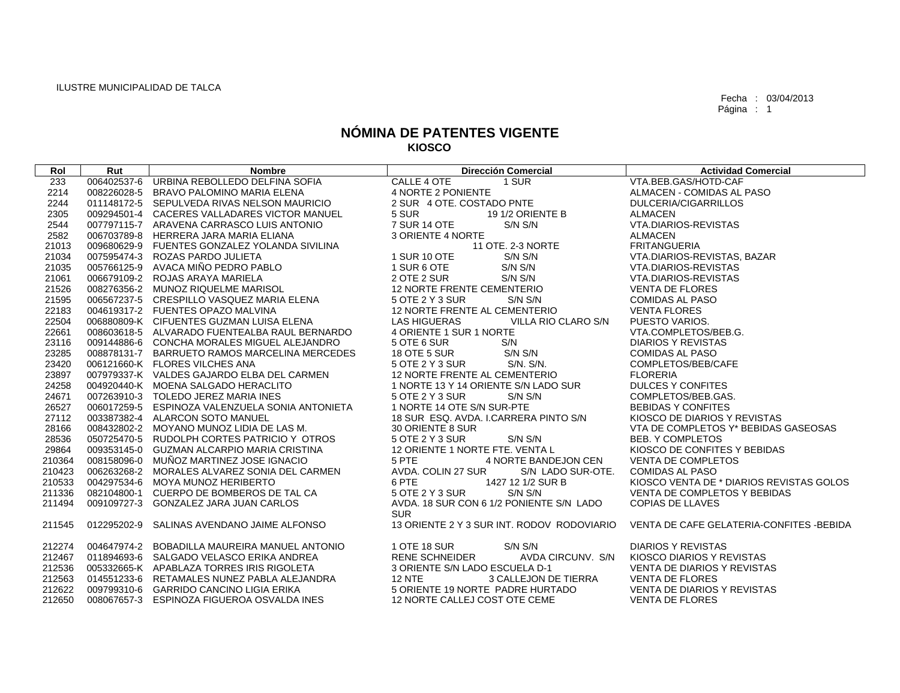ILUSTRE MUNICIPALIDAD DE TALCA

Fecha : 03/04/2013
Página : 1

# NÓMINA DE PATENTES VIGENTE
## KIOSCO

| Rol | Rut | Nombre | Dirección Comercial | Actividad Comercial |
|---|---|---|---|---|
| 233 | 006402537-6 | URBINA REBOLLEDO DELFINA SOFIA | CALLE 4 OTE 1 SUR | VTA.BEB.GAS/HOTD-CAF |
| 2214 | 008226028-5 | BRAVO PALOMINO MARIA ELENA | 4 NORTE 2 PONIENTE | ALMACEN - COMIDAS AL PASO |
| 2244 | 011148172-5 | SEPULVEDA RIVAS NELSON MAURICIO | 2 SUR 4 OTE. COSTADO PNTE | DULCERIA/CIGARRILLOS |
| 2305 | 009294501-4 | CACERES VALLADARES VICTOR MANUEL | 5 SUR 19 1/2 ORIENTE B | ALMACEN |
| 2544 | 007797115-7 | ARAVENA CARRASCO LUIS ANTONIO | 7 SUR 14 OTE S/N S/N | VTA.DIARIOS-REVISTAS |
| 2582 | 006703789-8 | HERRERA JARA MARIA ELIANA | 3 ORIENTE 4 NORTE | ALMACEN |
| 21013 | 009680629-9 | FUENTES GONZALEZ YOLANDA SIVILINA | 11 OTE. 2-3 NORTE | FRITANGUERIA |
| 21034 | 007595474-3 | ROZAS PARDO JULIETA | 1 SUR 10 OTE S/N S/N | VTA.DIARIOS-REVISTAS, BAZAR |
| 21035 | 005766125-9 | AVACA MIÑO PEDRO PABLO | 1 SUR 6 OTE S/N S/N | VTA.DIARIOS-REVISTAS |
| 21061 | 006679109-2 | ROJAS ARAYA MARIELA | 2 OTE 2 SUR S/N S/N | VTA.DIARIOS-REVISTAS |
| 21526 | 008276356-2 | MUNOZ RIQUELME MARISOL | 12 NORTE FRENTE CEMENTERIO | VENTA DE FLORES |
| 21595 | 006567237-5 | CRESPILLO VASQUEZ MARIA ELENA | 5 OTE 2 Y 3 SUR S/N S/N | COMIDAS AL PASO |
| 22183 | 004619317-2 | FUENTES OPAZO MALVINA | 12 NORTE FRENTE AL CEMENTERIO | VENTA FLORES |
| 22504 | 006880809-K | CIFUENTES GUZMAN LUISA ELENA | LAS HIGUERAS VILLA RIO CLARO S/N | PUESTO VARIOS. |
| 22661 | 008603618-5 | ALVARADO FUENTEALBA RAUL BERNARDO | 4 ORIENTE 1 SUR 1 NORTE | VTA.COMPLETOS/BEB.G. |
| 23116 | 009144886-6 | CONCHA MORALES MIGUEL ALEJANDRO | 5 OTE 6 SUR S/N | DIARIOS Y REVISTAS |
| 23285 | 008878131-7 | BARRUETO RAMOS MARCELINA MERCEDES | 18 OTE 5 SUR S/N S/N | COMIDAS AL PASO |
| 23420 | 006121660-K | FLORES VILCHES ANA | 5 OTE 2 Y 3 SUR S/N. S/N. | COMPLETOS/BEB/CAFE |
| 23897 | 007979337-K | VALDES GAJARDO ELBA DEL CARMEN | 12 NORTE FRENTE AL CEMENTERIO | FLORERIA |
| 24258 | 004920440-K | MOENA SALGADO HERACLITO | 1 NORTE 13 Y 14 ORIENTE S/N LADO SUR | DULCES Y CONFITES |
| 24671 | 007263910-3 | TOLEDO JEREZ MARIA INES | 5 OTE 2 Y 3 SUR S/N S/N | COMPLETOS/BEB.GAS. |
| 26527 | 006017259-5 | ESPINOZA VALENZUELA SONIA ANTONIETA | 1 NORTE 14 OTE S/N SUR-PTE | BEBIDAS Y CONFITES |
| 27112 | 003387382-4 | ALARCON SOTO MANUEL | 18 SUR ESQ. AVDA. I.CARRERA PINTO S/N | KIOSCO DE DIARIOS Y REVISTAS |
| 28166 | 008432802-2 | MOYANO MUNOZ LIDIA DE LAS M. | 30 ORIENTE 8 SUR | VTA DE COMPLETOS Y* BEBIDAS GASEOSAS |
| 28536 | 050725470-5 | RUDOLPH CORTES PATRICIO Y OTROS | 5 OTE 2 Y 3 SUR S/N S/N | BEB. Y COMPLETOS |
| 29864 | 009353145-0 | GUZMAN ALCARPIO MARIA CRISTINA | 12 ORIENTE 1 NORTE FTE. VENTA L | KIOSCO DE CONFITES Y BEBIDAS |
| 210364 | 008158096-0 | MUÑOZ MARTINEZ JOSE IGNACIO | 5 PTE 4 NORTE BANDEJON CEN | VENTA DE COMPLETOS |
| 210423 | 006263268-2 | MORALES ALVAREZ SONIA DEL CARMEN | AVDA. COLIN 27 SUR S/N LADO SUR-OTE. | COMIDAS AL PASO |
| 210533 | 004297534-6 | MOYA MUNOZ HERIBERTO | 6 PTE 1427 12 1/2 SUR B | KIOSCO VENTA DE * DIARIOS REVISTAS GOLOS |
| 211336 | 082104800-1 | CUERPO DE BOMBEROS DE TAL CA | 5 OTE 2 Y 3 SUR S/N S/N | VENTA DE COMPLETOS Y BEBIDAS |
| 211494 | 009109727-3 | GONZALEZ JARA JUAN CARLOS | AVDA. 18 SUR CON 6 1/2 PONIENTE S/N LADO SUR | COPIAS DE LLAVES |
| 211545 | 012295202-9 | SALINAS AVENDANO JAIME ALFONSO | 13 ORIENTE 2 Y 3 SUR INT. RODOV RODOVIARIO | VENTA DE CAFE GELATERIA-CONFITES -BEBIDA |
| 212274 | 004647974-2 | BOBADILLA MAUREIRA MANUEL ANTONIO | 1 OTE 18 SUR S/N S/N | DIARIOS Y REVISTAS |
| 212467 | 011894693-6 | SALGADO VELASCO ERIKA ANDREA | RENE SCHNEIDER AVDA CIRCUNV. S/N | KIOSCO DIARIOS Y REVISTAS |
| 212536 | 005332665-K | APABLAZA TORRES IRIS RIGOLETA | 3 ORIENTE S/N LADO ESCUELA D-1 | VENTA DE DIARIOS Y REVISTAS |
| 212563 | 014551233-6 | RETAMALES NUNEZ PABLA ALEJANDRA | 12 NTE 3 CALLEJON DE TIERRA | VENTA DE FLORES |
| 212622 | 009799310-6 | GARRIDO CANCINO LIGIA ERIKA | 5 ORIENTE 19 NORTE PADRE HURTADO | VENTA DE DIARIOS Y REVISTAS |
| 212650 | 008067657-3 | ESPINOZA FIGUEROA OSVALDA INES | 12 NORTE CALLEJ COST OTE CEME | VENTA DE FLORES |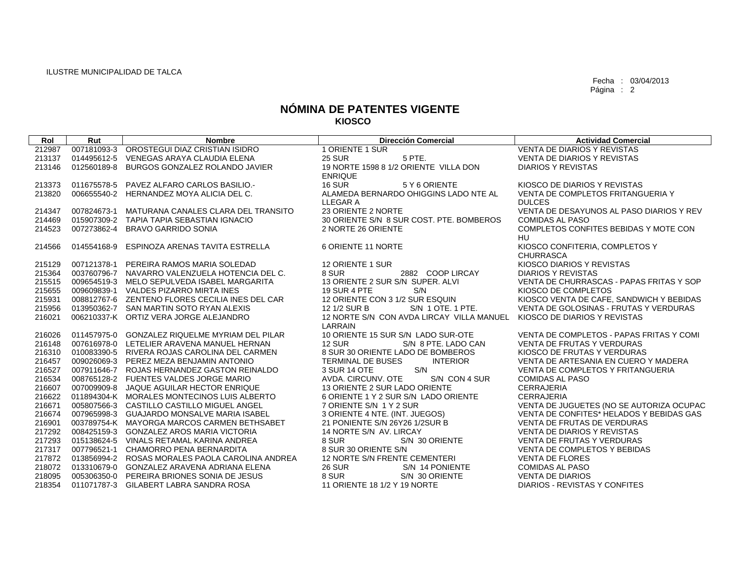ILUSTRE MUNICIPALIDAD DE TALCA

Fecha : 03/04/2013

# NÓMINA DE PATENTES VIGENTE
## KIOSCO

| Rol | Rut | Nombre | Dirección Comercial | Actividad Comercial |
|---|---|---|---|---|
| 212987 | 007181093-3 | OROSTEGUI DIAZ CRISTIAN ISIDRO | 1 ORIENTE 1 SUR | VENTA DE DIARIOS Y REVISTAS |
| 213137 | 014495612-5 | VENEGAS ARAYA CLAUDIA ELENA | 25 SUR 5 PTE. | VENTA DE DIARIOS Y REVISTAS |
| 213146 | 012560189-8 | BURGOS GONZALEZ ROLANDO JAVIER | 19 NORTE 1598 8 1/2 ORIENTE VILLA DON ENRIQUE | DIARIOS Y REVISTAS |
| 213373 | 011675578-5 | PAVEZ ALFARO CARLOS BASILIO.- | 16 SUR 5 Y 6 ORIENTE | KIOSCO DE DIARIOS Y REVISTAS |
| 213820 | 006655540-2 | HERNANDEZ MOYA ALICIA DEL C. | ALAMEDA BERNARDO OHIGGINS LADO NTE AL LLEGAR A | VENTA DE COMPLETOS FRITANGUERIA Y DULCES |
| 214347 | 007824673-1 | MATURANA CANALES CLARA DEL TRANSITO | 23 ORIENTE 2 NORTE | VENTA DE DESAYUNOS AL PASO DIARIOS Y REV |
| 214469 | 015907309-2 | TAPIA TAPIA SEBASTIAN IGNACIO | 30 ORIENTE S/N 8 SUR COST. PTE. BOMBEROS | COMIDAS AL PASO |
| 214523 | 007273862-4 | BRAVO GARRIDO SONIA | 2 NORTE 26 ORIENTE | COMPLETOS CONFITES BEBIDAS Y MOTE CON HU |
| 214566 | 014554168-9 | ESPINOZA ARENAS TAVITA ESTRELLA | 6 ORIENTE 11 NORTE | KIOSCO CONFITERIA, COMPLETOS Y CHURRASCA |
| 215129 | 007121378-1 | PEREIRA RAMOS MARIA SOLEDAD | 12 ORIENTE 1 SUR | KIOSCO DIARIOS Y REVISTAS |
| 215364 | 003760796-7 | NAVARRO VALENZUELA HOTENCIA DEL C. | 8 SUR 2882 COOP LIRCAY | DIARIOS Y REVISTAS |
| 215515 | 009654519-3 | MELO SEPULVEDA ISABEL MARGARITA | 13 ORIENTE 2 SUR S/N SUPER. ALVI | VENTA DE CHURRASCAS - PAPAS FRITAS Y SOP |
| 215655 | 009609839-1 | VALDES PIZARRO MIRTA INES | 19 SUR 4 PTE S/N | KIOSCO DE COMPLETOS |
| 215931 | 008812767-6 | ZENTENO FLORES CECILIA INES DEL CAR | 12 ORIENTE CON 3 1/2 SUR ESQUIN | KIOSCO VENTA DE CAFE, SANDWICH Y BEBIDAS |
| 215956 | 013950362-7 | SAN MARTIN SOTO RYAN ALEXIS | 12 1/2 SUR B S/N 1 OTE. 1 PTE. | VENTA DE GOLOSINAS - FRUTAS Y VERDURAS |
| 216021 | 006210337-K | ORTIZ VERA JORGE ALEJANDRO | 12 NORTE S/N CON AVDA LIRCAY VILLA MANUEL LARRAIN | KIOSCO DE DIARIOS Y REVISTAS |
| 216026 | 011457975-0 | GONZALEZ RIQUELME MYRIAM DEL PILAR | 10 ORIENTE 15 SUR S/N LADO SUR-OTE | VENTA DE COMPLETOS - PAPAS FRITAS Y COMI |
| 216148 | 007616978-0 | LETELIER ARAVENA MANUEL HERNAN | 12 SUR S/N 8 PTE. LADO CAN | VENTA DE FRUTAS Y VERDURAS |
| 216310 | 010083390-5 | RIVERA ROJAS CAROLINA DEL CARMEN | 8 SUR 30 ORIENTE LADO DE BOMBEROS | KIOSCO DE FRUTAS Y VERDURAS |
| 216457 | 009026069-3 | PEREZ MEZA BENJAMIN ANTONIO | TERMINAL DE BUSES INTERIOR | VENTA DE ARTESANIA EN CUERO Y MADERA |
| 216527 | 007911646-7 | ROJAS HERNANDEZ GASTON REINALDO | 3 SUR 14 OTE S/N | VENTA DE COMPLETOS Y FRITANGUERIA |
| 216534 | 008765128-2 | FUENTES VALDES JORGE MARIO | AVDA. CIRCUNV. OTE S/N CON 4 SUR | COMIDAS AL PASO |
| 216607 | 007009909-8 | JAQUE AGUILAR HECTOR ENRIQUE | 13 ORIENTE 2 SUR LADO ORIENTE | CERRAJERIA |
| 216622 | 011894304-K | MORALES MONTECINOS LUIS ALBERTO | 6 ORIENTE 1 Y 2 SUR S/N LADO ORIENTE | CERRAJERIA |
| 216671 | 005807566-3 | CASTILLO CASTILLO MIGUEL ANGEL | 7 ORIENTE S/N 1 Y 2 SUR | VENTA DE JUGUETES (NO SE AUTORIZA OCUPAC |
| 216674 | 007965998-3 | GUAJARDO MONSALVE MARIA ISABEL | 3 ORIENTE 4 NTE. (INT. JUEGOS) | VENTA DE CONFITES* HELADOS Y BEBIDAS GAS |
| 216901 | 003789754-K | MAYORGA MARCOS CARMEN BETHSABET | 21 PONIENTE S/N 26Y26 1/2SUR B | VENTA DE FRUTAS DE VERDURAS |
| 217292 | 008425159-3 | GONZALEZ AROS MARIA VICTORIA | 14 NORTE S/N AV. LIRCAY | VENTA DE DIARIOS Y REVISTAS |
| 217293 | 015138624-5 | VINALS RETAMAL KARINA ANDREA | 8 SUR S/N 30 ORIENTE | VENTA DE FRUTAS Y VERDURAS |
| 217317 | 007796521-1 | CHAMORRO PENA BERNARDITA | 8 SUR 30 ORIENTE S/N | VENTA DE COMPLETOS Y BEBIDAS |
| 217872 | 013856994-2 | ROSAS MORALES PAOLA CAROLINA ANDREA | 12 NORTE S/N FRENTE CEMENTERI | VENTA DE FLORES |
| 218072 | 013310679-0 | GONZALEZ ARAVENA ADRIANA ELENA | 26 SUR S/N 14 PONIENTE | COMIDAS AL PASO |
| 218095 | 005306350-0 | PEREIRA BRIONES SONIA DE JESUS | 8 SUR S/N 30 ORIENTE | VENTA DE DIARIOS |
| 218354 | 011071787-3 | GILABERT LABRA SANDRA ROSA | 11 ORIENTE 18 1/2 Y 19 NORTE | DIARIOS - REVISTAS Y CONFITES |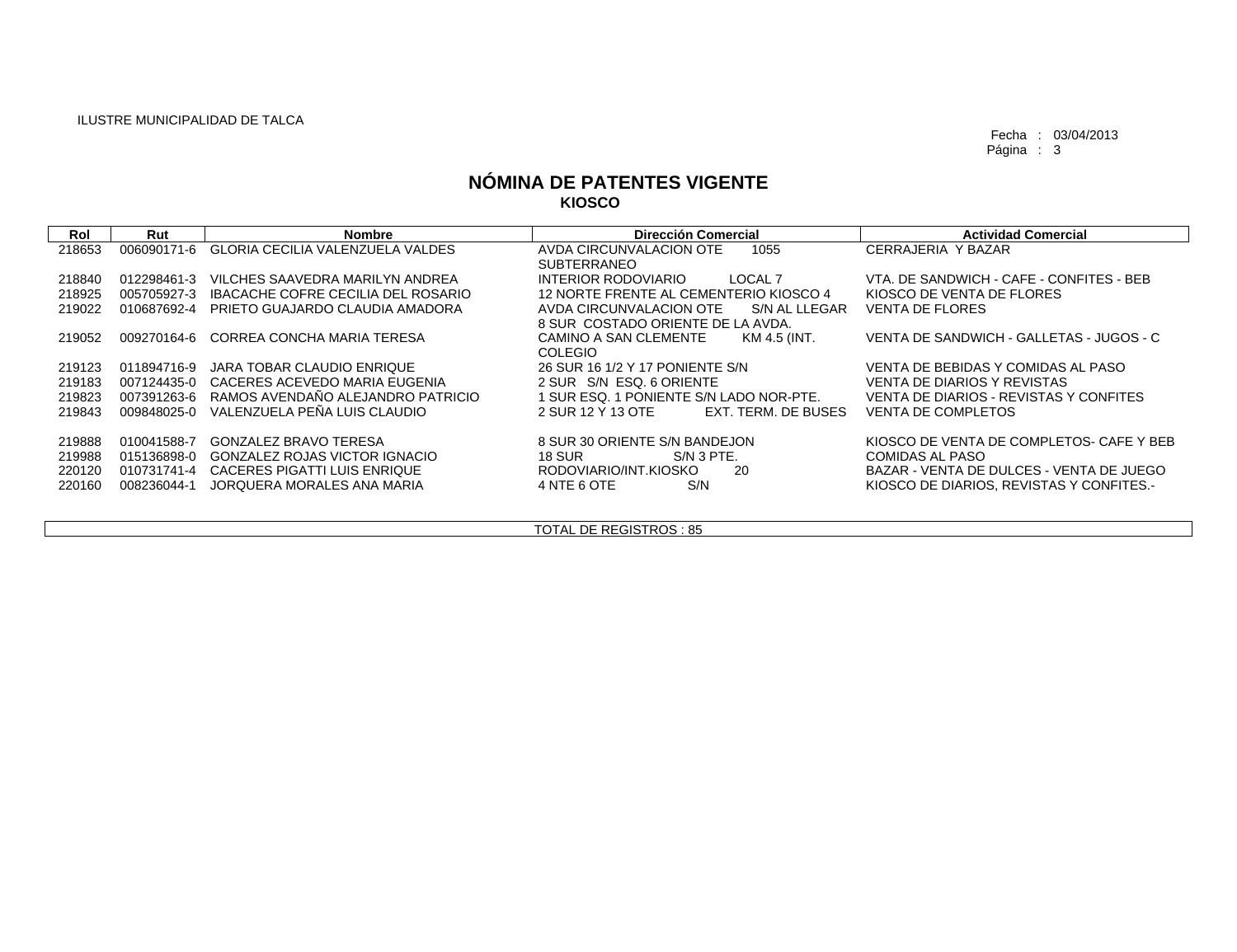ILUSTRE MUNICIPALIDAD DE TALCA

Fecha : 03/04/2013

# NÓMINA DE PATENTES VIGENTE
## KIOSCO

| Rol | Rut | Nombre | Dirección Comercial | Actividad Comercial |
|---|---|---|---|---|
| 218653 | 006090171-6 | GLORIA CECILIA VALENZUELA VALDES | AVDA CIRCUNVALACION OTE 1055 SUBTERRANEO | CERRAJERIA Y BAZAR |
| 218840 | 012298461-3 | VILCHES SAAVEDRA MARILYN ANDREA | INTERIOR RODOVIARIO LOCAL 7 | VTA. DE SANDWICH - CAFE - CONFITES - BEB |
| 218925 | 005705927-3 | IBACACHE COFRE CECILIA DEL ROSARIO | 12 NORTE FRENTE AL CEMENTERIO KIOSCO 4 | KIOSCO DE VENTA DE FLORES |
| 219022 | 010687692-4 | PRIETO GUAJARDO CLAUDIA AMADORA | AVDA CIRCUNVALACION OTE S/N AL LLEGAR 8 SUR COSTADO ORIENTE DE LA AVDA. | VENTA DE FLORES |
| 219052 | 009270164-6 | CORREA CONCHA MARIA TERESA | CAMINO A SAN CLEMENTE KM 4.5 (INT. COLEGIO | VENTA DE SANDWICH - GALLETAS - JUGOS - C |
| 219123 | 011894716-9 | JARA TOBAR CLAUDIO ENRIQUE | 26 SUR 16 1/2 Y 17 PONIENTE S/N | VENTA DE BEBIDAS Y COMIDAS AL PASO |
| 219183 | 007124435-0 | CACERES ACEVEDO MARIA EUGENIA | 2 SUR S/N ESQ. 6 ORIENTE | VENTA DE DIARIOS Y REVISTAS |
| 219823 | 007391263-6 | RAMOS AVENDAÑO ALEJANDRO PATRICIO | 1 SUR ESQ. 1 PONIENTE S/N LADO NOR-PTE. | VENTA DE DIARIOS - REVISTAS Y CONFITES |
| 219843 | 009848025-0 | VALENZUELA PEÑA LUIS CLAUDIO | 2 SUR 12 Y 13 OTE EXT. TERM. DE BUSES | VENTA DE COMPLETOS |
| 219888 | 010041588-7 | GONZALEZ BRAVO TERESA | 8 SUR 30 ORIENTE S/N BANDEJON | KIOSCO DE VENTA DE COMPLETOS- CAFE Y BEB |
| 219988 | 015136898-0 | GONZALEZ ROJAS VICTOR IGNACIO | 18 SUR S/N 3 PTE. | COMIDAS AL PASO |
| 220120 | 010731741-4 | CACERES PIGATTI LUIS ENRIQUE | RODOVIARIO/INT.KIOSKO 20 | BAZAR - VENTA DE DULCES - VENTA DE JUEGO |
| 220160 | 008236044-1 | JORQUERA MORALES ANA MARIA | 4 NTE 6 OTE S/N | KIOSCO DE DIARIOS, REVISTAS Y CONFITES.- |

TOTAL DE REGISTROS : 85